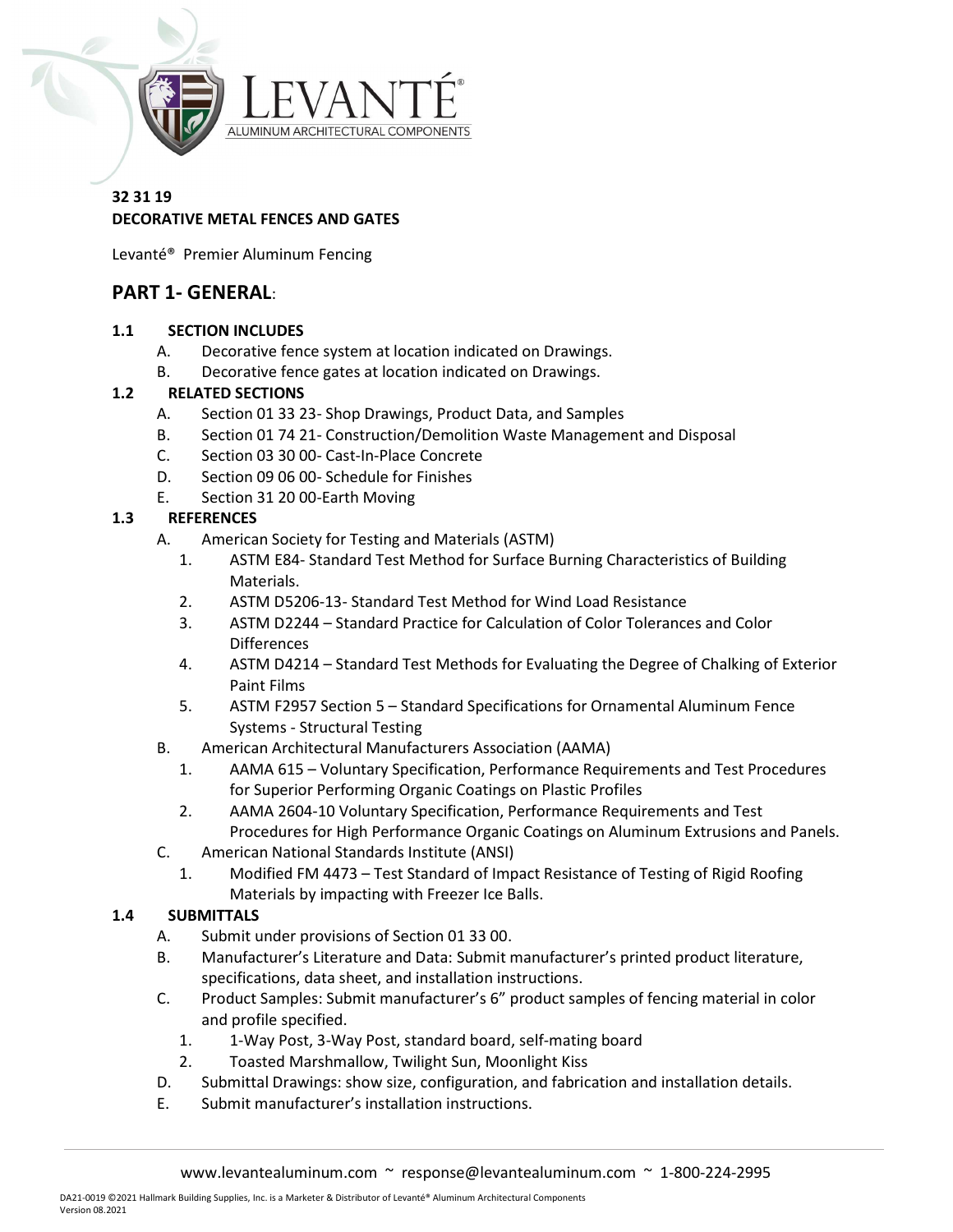**32 31 19**
**DECORATIVE METAL FENCES AND GATES**

Levanté® Premier Aluminum Fencing

## PART 1- GENERAL:

### 1.1 SECTION INCLUDES

A. Decorative fence system at location indicated on Drawings.
B. Decorative fence gates at location indicated on Drawings.

### 1.2 RELATED SECTIONS

A. Section 01 33 23- Shop Drawings, Product Data, and Samples
B. Section 01 74 21- Construction/Demolition Waste Management and Disposal
C. Section 03 30 00- Cast-In-Place Concrete
D. Section 09 06 00- Schedule for Finishes
E. Section 31 20 00-Earth Moving

### 1.3 REFERENCES

A. American Society for Testing and Materials (ASTM)
   1. ASTM E84- Standard Test Method for Surface Burning Characteristics of Building Materials.
   2. ASTM D5206-13- Standard Test Method for Wind Load Resistance
   3. ASTM D2244 – Standard Practice for Calculation of Color Tolerances and Color Differences
   4. ASTM D4214 – Standard Test Methods for Evaluating the Degree of Chalking of Exterior Paint Films
   5. ASTM F2957 Section 5 – Standard Specifications for Ornamental Aluminum Fence Systems - Structural Testing
B. American Architectural Manufacturers Association (AAMA)
   1. AAMA 615 – Voluntary Specification, Performance Requirements and Test Procedures for Superior Performing Organic Coatings on Plastic Profiles
   2. AAMA 2604-10 Voluntary Specification, Performance Requirements and Test Procedures for High Performance Organic Coatings on Aluminum Extrusions and Panels.
C. American National Standards Institute (ANSI)
   1. Modified FM 4473 – Test Standard of Impact Resistance of Testing of Rigid Roofing Materials by impacting with Freezer Ice Balls.

### 1.4 SUBMITTALS

A. Submit under provisions of Section 01 33 00.
B. Manufacturer's Literature and Data: Submit manufacturer's printed product literature, specifications, data sheet, and installation instructions.
C. Product Samples: Submit manufacturer's 6" product samples of fencing material in color and profile specified.
   1. 1-Way Post, 3-Way Post, standard board, self-mating board
   2. Toasted Marshmallow, Twilight Sun, Moonlight Kiss
D. Submittal Drawings: show size, configuration, and fabrication and installation details.
E. Submit manufacturer's installation instructions.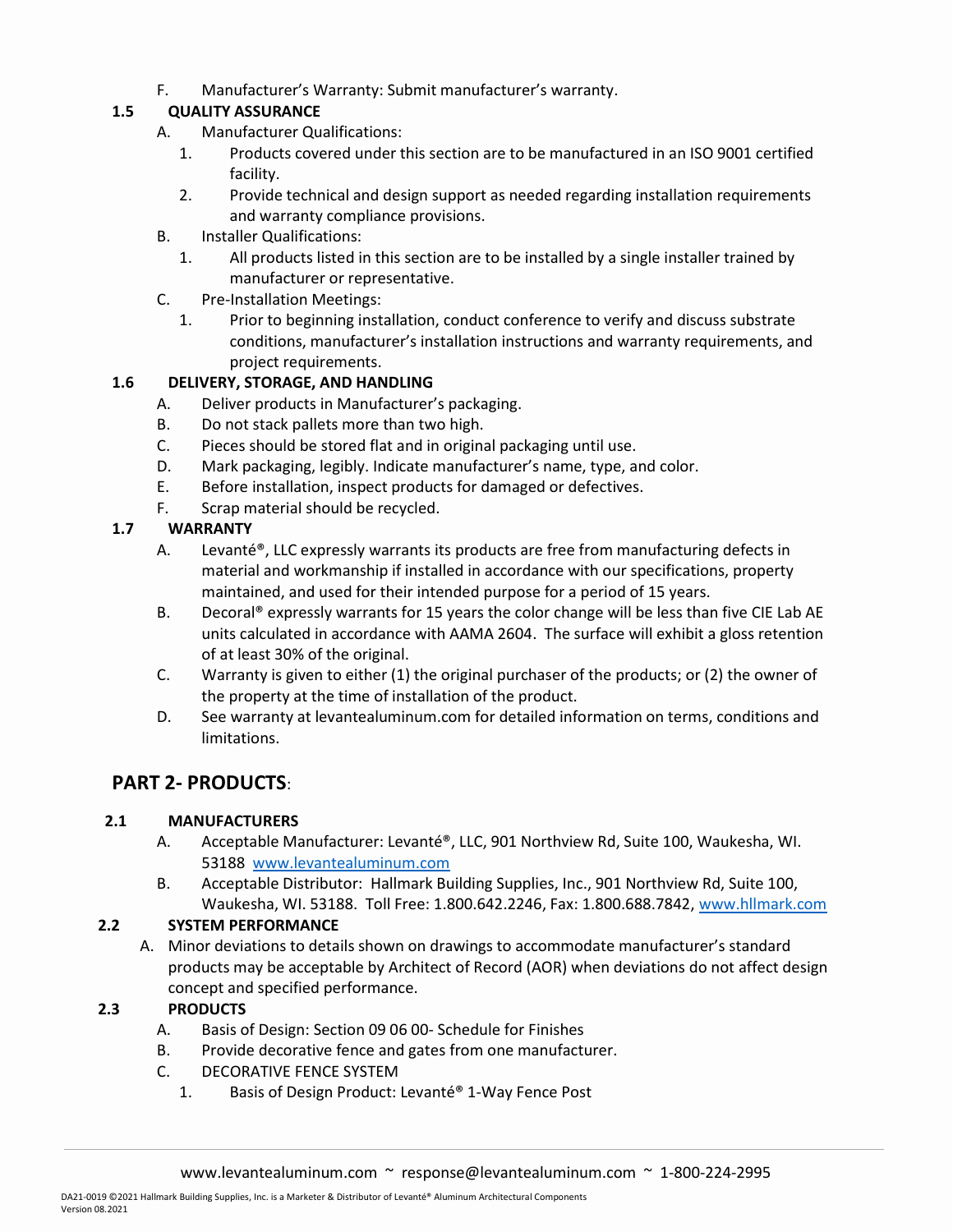F. Manufacturer's Warranty: Submit manufacturer's warranty.

**1.5 QUALITY ASSURANCE**

A. Manufacturer Qualifications:

1. Products covered under this section are to be manufactured in an ISO 9001 certified facility.
2. Provide technical and design support as needed regarding installation requirements and warranty compliance provisions.

B. Installer Qualifications:

1. All products listed in this section are to be installed by a single installer trained by manufacturer or representative.

C. Pre-Installation Meetings:

1. Prior to beginning installation, conduct conference to verify and discuss substrate conditions, manufacturer's installation instructions and warranty requirements, and project requirements.

**1.6 DELIVERY, STORAGE, AND HANDLING**

A. Deliver products in Manufacturer's packaging.

B. Do not stack pallets more than two high.

C. Pieces should be stored flat and in original packaging until use.

D. Mark packaging, legibly. Indicate manufacturer's name, type, and color.

E. Before installation, inspect products for damaged or defectives.

F. Scrap material should be recycled.

**1.7 WARRANTY**

A. Levanté®, LLC expressly warrants its products are free from manufacturing defects in material and workmanship if installed in accordance with our specifications, property maintained, and used for their intended purpose for a period of 15 years.

B. Decoral® expressly warrants for 15 years the color change will be less than five CIE Lab AE units calculated in accordance with AAMA 2604. The surface will exhibit a gloss retention of at least 30% of the original.

C. Warranty is given to either (1) the original purchaser of the products; or (2) the owner of the property at the time of installation of the product.

D. See warranty at levantealuminum.com for detailed information on terms, conditions and limitations.

## PART 2- PRODUCTS:

**2.1 MANUFACTURERS**

A. Acceptable Manufacturer: Levanté®, LLC, 901 Northview Rd, Suite 100, Waukesha, WI. 53188 www.levantealuminum.com

B. Acceptable Distributor: Hallmark Building Supplies, Inc., 901 Northview Rd, Suite 100, Waukesha, WI. 53188. Toll Free: 1.800.642.2246, Fax: 1.800.688.7842, www.hllmark.com

**2.2 SYSTEM PERFORMANCE**

A. Minor deviations to details shown on drawings to accommodate manufacturer's standard products may be acceptable by Architect of Record (AOR) when deviations do not affect design concept and specified performance.

**2.3 PRODUCTS**

A. Basis of Design: Section 09 06 00- Schedule for Finishes

B. Provide decorative fence and gates from one manufacturer.

C. DECORATIVE FENCE SYSTEM

1. Basis of Design Product: Levanté® 1-Way Fence Post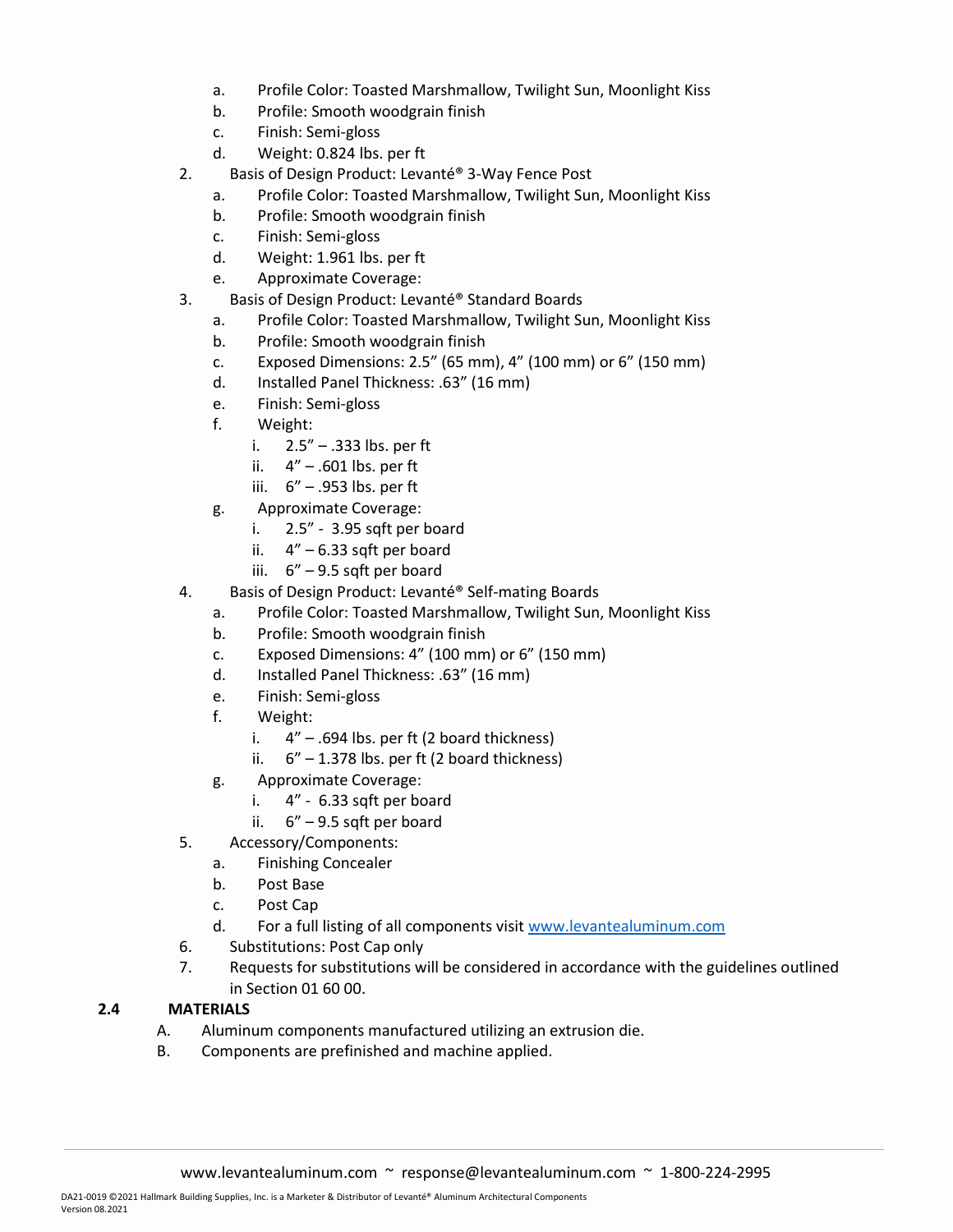a. Profile Color: Toasted Marshmallow, Twilight Sun, Moonlight Kiss
b. Profile: Smooth woodgrain finish
c. Finish: Semi-gloss
d. Weight: 0.824 lbs. per ft

2. Basis of Design Product: Levanté® 3-Way Fence Post
   a. Profile Color: Toasted Marshmallow, Twilight Sun, Moonlight Kiss
   b. Profile: Smooth woodgrain finish
   c. Finish: Semi-gloss
   d. Weight: 1.961 lbs. per ft
   e. Approximate Coverage:
3. Basis of Design Product: Levanté® Standard Boards
   a. Profile Color: Toasted Marshmallow, Twilight Sun, Moonlight Kiss
   b. Profile: Smooth woodgrain finish
   c. Exposed Dimensions: 2.5" (65 mm), 4" (100 mm) or 6" (150 mm)
   d. Installed Panel Thickness: .63" (16 mm)
   e. Finish: Semi-gloss
   f. Weight:
      i. 2.5" – .333 lbs. per ft
      ii. 4" – .601 lbs. per ft
      iii. 6" – .953 lbs. per ft
   g. Approximate Coverage:
      i. 2.5" - 3.95 sqft per board
      ii. 4" – 6.33 sqft per board
      iii. 6" – 9.5 sqft per board
4. Basis of Design Product: Levanté® Self-mating Boards
   a. Profile Color: Toasted Marshmallow, Twilight Sun, Moonlight Kiss
   b. Profile: Smooth woodgrain finish
   c. Exposed Dimensions: 4" (100 mm) or 6" (150 mm)
   d. Installed Panel Thickness: .63" (16 mm)
   e. Finish: Semi-gloss
   f. Weight:
      i. 4" – .694 lbs. per ft (2 board thickness)
      ii. 6" – 1.378 lbs. per ft (2 board thickness)
   g. Approximate Coverage:
      i. 4" - 6.33 sqft per board
      ii. 6" – 9.5 sqft per board
5. Accessory/Components:
   a. Finishing Concealer
   b. Post Base
   c. Post Cap
   d. For a full listing of all components visit [www.levantealuminum.com](http://www.levantealuminum.com)
6. Substitutions: Post Cap only
7. Requests for substitutions will be considered in accordance with the guidelines outlined in Section 01 60 00.

**2.4 MATERIALS**

A. Aluminum components manufactured utilizing an extrusion die.
B. Components are prefinished and machine applied.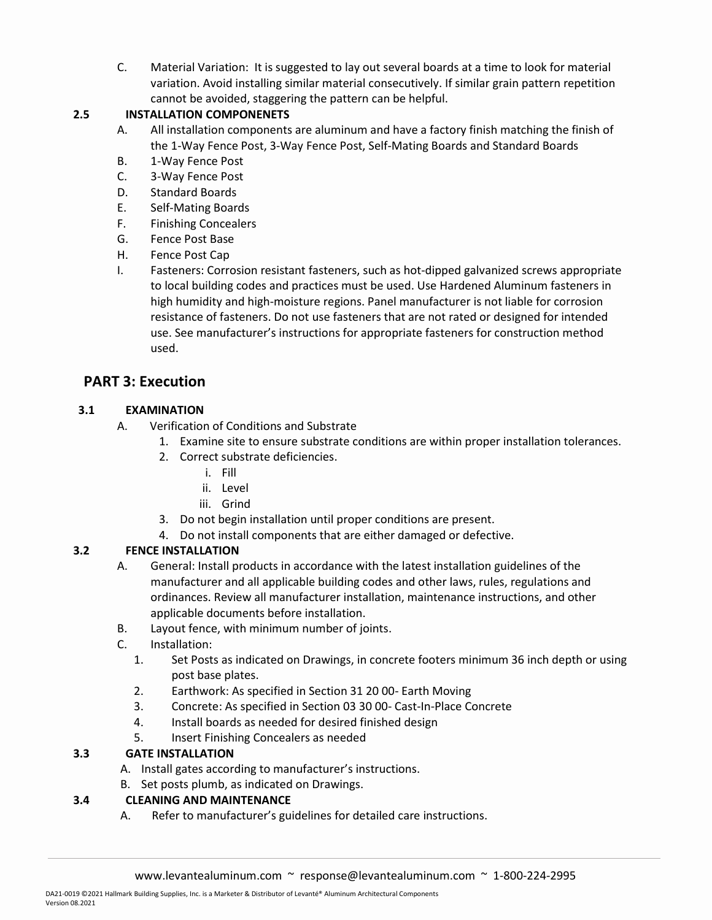C. Material Variation: It is suggested to lay out several boards at a time to look for material variation. Avoid installing similar material consecutively. If similar grain pattern repetition cannot be avoided, staggering the pattern can be helpful.

**2.5 INSTALLATION COMPONENETS**

A. All installation components are aluminum and have a factory finish matching the finish of the 1-Way Fence Post, 3-Way Fence Post, Self-Mating Boards and Standard Boards

B. 1-Way Fence Post

C. 3-Way Fence Post

D. Standard Boards

E. Self-Mating Boards

F. Finishing Concealers

G. Fence Post Base

H. Fence Post Cap

I. Fasteners: Corrosion resistant fasteners, such as hot-dipped galvanized screws appropriate to local building codes and practices must be used. Use Hardened Aluminum fasteners in high humidity and high-moisture regions. Panel manufacturer is not liable for corrosion resistance of fasteners. Do not use fasteners that are not rated or designed for intended use. See manufacturer's instructions for appropriate fasteners for construction method used.

## PART 3: Execution

**3.1 EXAMINATION**

A. Verification of Conditions and Substrate

1. Examine site to ensure substrate conditions are within proper installation tolerances.
2. Correct substrate deficiencies.
   i. Fill
   ii. Level
   iii. Grind
3. Do not begin installation until proper conditions are present.
4. Do not install components that are either damaged or defective.

**3.2 FENCE INSTALLATION**

A. General: Install products in accordance with the latest installation guidelines of the manufacturer and all applicable building codes and other laws, rules, regulations and ordinances. Review all manufacturer installation, maintenance instructions, and other applicable documents before installation.

B. Layout fence, with minimum number of joints.

C. Installation:

1. Set Posts as indicated on Drawings, in concrete footers minimum 36 inch depth or using post base plates.
2. Earthwork: As specified in Section 31 20 00- Earth Moving
3. Concrete: As specified in Section 03 30 00- Cast-In-Place Concrete
4. Install boards as needed for desired finished design
5. Insert Finishing Concealers as needed

**3.3 GATE INSTALLATION**

A. Install gates according to manufacturer's instructions.

B. Set posts plumb, as indicated on Drawings.

**3.4 CLEANING AND MAINTENANCE**

A. Refer to manufacturer's guidelines for detailed care instructions.

www.levantealuminum.com ~ response@levantealuminum.com ~ 1-800-224-2995

DA21-0019 ©2021 Hallmark Building Supplies, Inc. is a Marketer & Distributor of Levanté® Aluminum Architectural Components
Version 08.2021